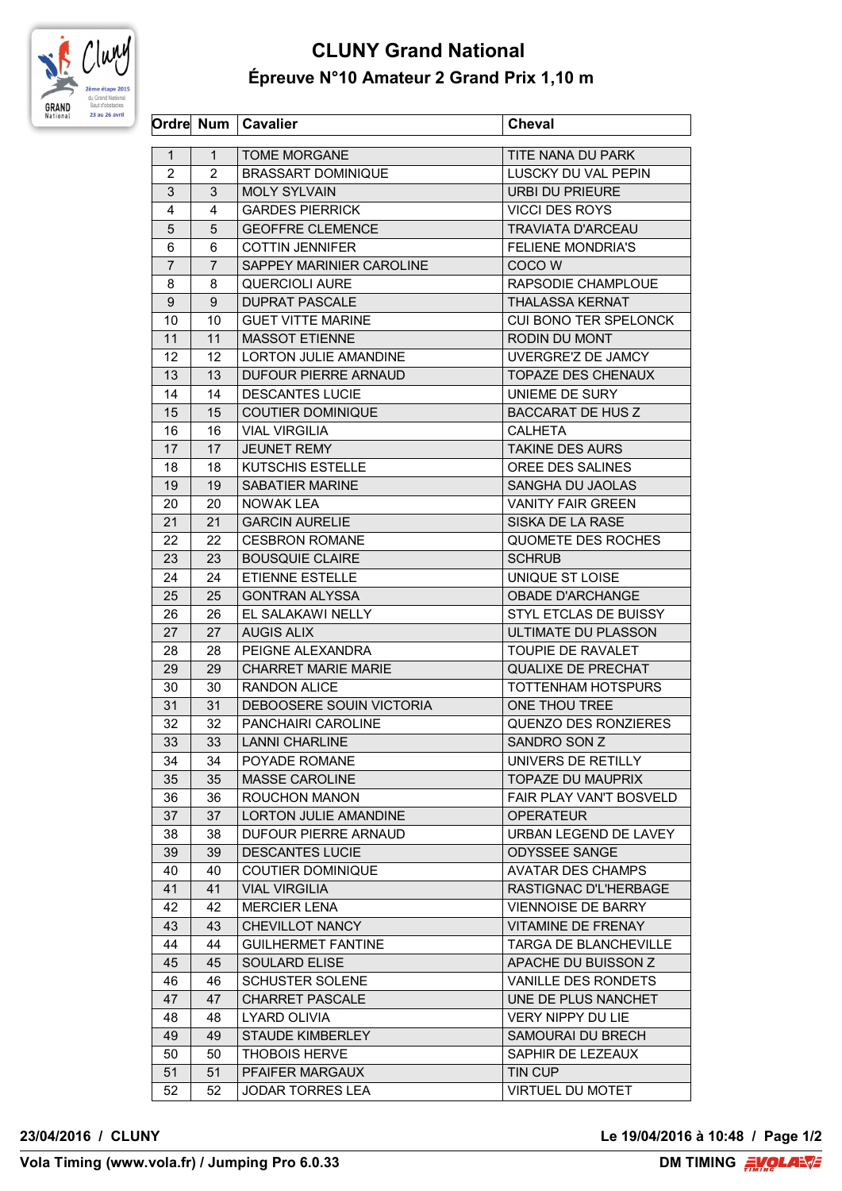# CLUNY Grand National

## Épreuve N°10 Amateur 2 Grand Prix 1,10 m

| Ordre | Num | Cavalier | Cheval |
|---|---|---|---|
| 1 | 1 | TOME MORGANE | TITE NANA DU PARK |
| 2 | 2 | BRASSART DOMINIQUE | LUSCKY DU VAL PEPIN |
| 3 | 3 | MOLY SYLVAIN | URBI DU PRIEURE |
| 4 | 4 | GARDES PIERRICK | VICCI DES ROYS |
| 5 | 5 | GEOFFRE CLEMENCE | TRAVIATA D'ARCEAU |
| 6 | 6 | COTTIN JENNIFER | FELIENE MONDRIA'S |
| 7 | 7 | SAPPEY MARINIER CAROLINE | COCO W |
| 8 | 8 | QUERCIOLI AURE | RAPSODIE CHAMPLOUE |
| 9 | 9 | DUPRAT PASCALE | THALASSA KERNAT |
| 10 | 10 | GUET VITTE MARINE | CUI BONO TER SPELONCK |
| 11 | 11 | MASSOT ETIENNE | RODIN DU MONT |
| 12 | 12 | LORTON JULIE AMANDINE | UVERGRE'Z DE JAMCY |
| 13 | 13 | DUFOUR PIERRE ARNAUD | TOPAZE DES CHENAUX |
| 14 | 14 | DESCANTES LUCIE | UNIEME DE SURY |
| 15 | 15 | COUTIER DOMINIQUE | BACCARAT DE HUS Z |
| 16 | 16 | VIAL VIRGILIA | CALHETA |
| 17 | 17 | JEUNET REMY | TAKINE DES AURS |
| 18 | 18 | KUTSCHIS ESTELLE | OREE DES SALINES |
| 19 | 19 | SABATIER MARINE | SANGHA DU JAOLAS |
| 20 | 20 | NOWAK LEA | VANITY FAIR GREEN |
| 21 | 21 | GARCIN AURELIE | SISKA DE LA RASE |
| 22 | 22 | CESBRON ROMANE | QUOMETE DES ROCHES |
| 23 | 23 | BOUSQUIE CLAIRE | SCHRUB |
| 24 | 24 | ETIENNE ESTELLE | UNIQUE ST LOISE |
| 25 | 25 | GONTRAN ALYSSA | OBADE D'ARCHANGE |
| 26 | 26 | EL SALAKAWI NELLY | STYL ETCLAS DE BUISSY |
| 27 | 27 | AUGIS ALIX | ULTIMATE DU PLASSON |
| 28 | 28 | PEIGNE ALEXANDRA | TOUPIE DE RAVALET |
| 29 | 29 | CHARRET MARIE MARIE | QUALIXE DE PRECHAT |
| 30 | 30 | RANDON ALICE | TOTTENHAM HOTSPURS |
| 31 | 31 | DEBOOSERE SOUIN VICTORIA | ONE THOU TREE |
| 32 | 32 | PANCHAIRI CAROLINE | QUENZO DES RONZIERES |
| 33 | 33 | LANNI CHARLINE | SANDRO SON Z |
| 34 | 34 | POYADE ROMANE | UNIVERS DE RETILLY |
| 35 | 35 | MASSE CAROLINE | TOPAZE DU MAUPRIX |
| 36 | 36 | ROUCHON MANON | FAIR PLAY VAN'T BOSVELD |
| 37 | 37 | LORTON JULIE AMANDINE | OPERATEUR |
| 38 | 38 | DUFOUR PIERRE ARNAUD | URBAN LEGEND DE LAVEY |
| 39 | 39 | DESCANTES LUCIE | ODYSSEE SANGE |
| 40 | 40 | COUTIER DOMINIQUE | AVATAR DES CHAMPS |
| 41 | 41 | VIAL VIRGILIA | RASTIGNAC D'L'HERBAGE |
| 42 | 42 | MERCIER LENA | VIENNOISE DE BARRY |
| 43 | 43 | CHEVILLOT NANCY | VITAMINE DE FRENAY |
| 44 | 44 | GUILHERMET FANTINE | TARGA DE BLANCHEVILLE |
| 45 | 45 | SOULARD ELISE | APACHE DU BUISSON Z |
| 46 | 46 | SCHUSTER SOLENE | VANILLE DES RONDETS |
| 47 | 47 | CHARRET PASCALE | UNE DE PLUS NANCHET |
| 48 | 48 | LYARD OLIVIA | VERY NIPPY DU LIE |
| 49 | 49 | STAUDE KIMBERLEY | SAMOURAI DU BRECH |
| 50 | 50 | THOBOIS HERVE | SAPHIR DE LEZEAUX |
| 51 | 51 | PFAIFER MARGAUX | TIN CUP |
| 52 | 52 | JODAR TORRES LEA | VIRTUEL DU MOTET |

**23/04/2016 / CLUNY** **Le 19/04/2016 à 10:48**

**Vola Timing (www.vola.fr) / Jumping Pro 6.0.33** **DM TIMING**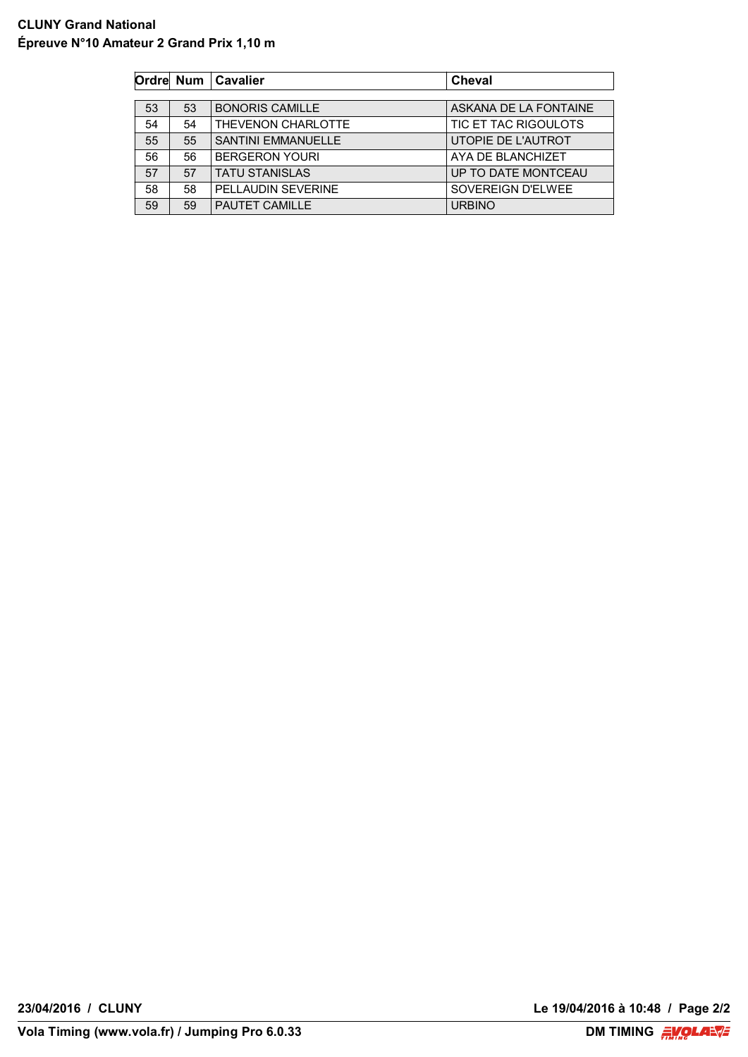**CLUNY Grand National**

**Épreuve N°10 Amateur 2 Grand Prix 1,10 m**

| Ordre | Num | Cavalier | Cheval |
|---|---|---|---|
| 53 | 53 | BONORIS CAMILLE | ASKANA DE LA FONTAINE |
| 54 | 54 | THEVENON CHARLOTTE | TIC ET TAC RIGOULOTS |
| 55 | 55 | SANTINI EMMANUELLE | UTOPIE DE L'AUTROT |
| 56 | 56 | BERGERON YOURI | AYA DE BLANCHIZET |
| 57 | 57 | TATU STANISLAS | UP TO DATE MONTCEAU |
| 58 | 58 | PELLAUDIN SEVERINE | SOVEREIGN D'ELWEE |
| 59 | 59 | PAUTET CAMILLE | URBINO |

**23/04/2016 / CLUNY** **Le 19/04/2016 à 10:48**

**Vola Timing (www.vola.fr) / Jumping Pro 6.0.33** **DM TIMING**